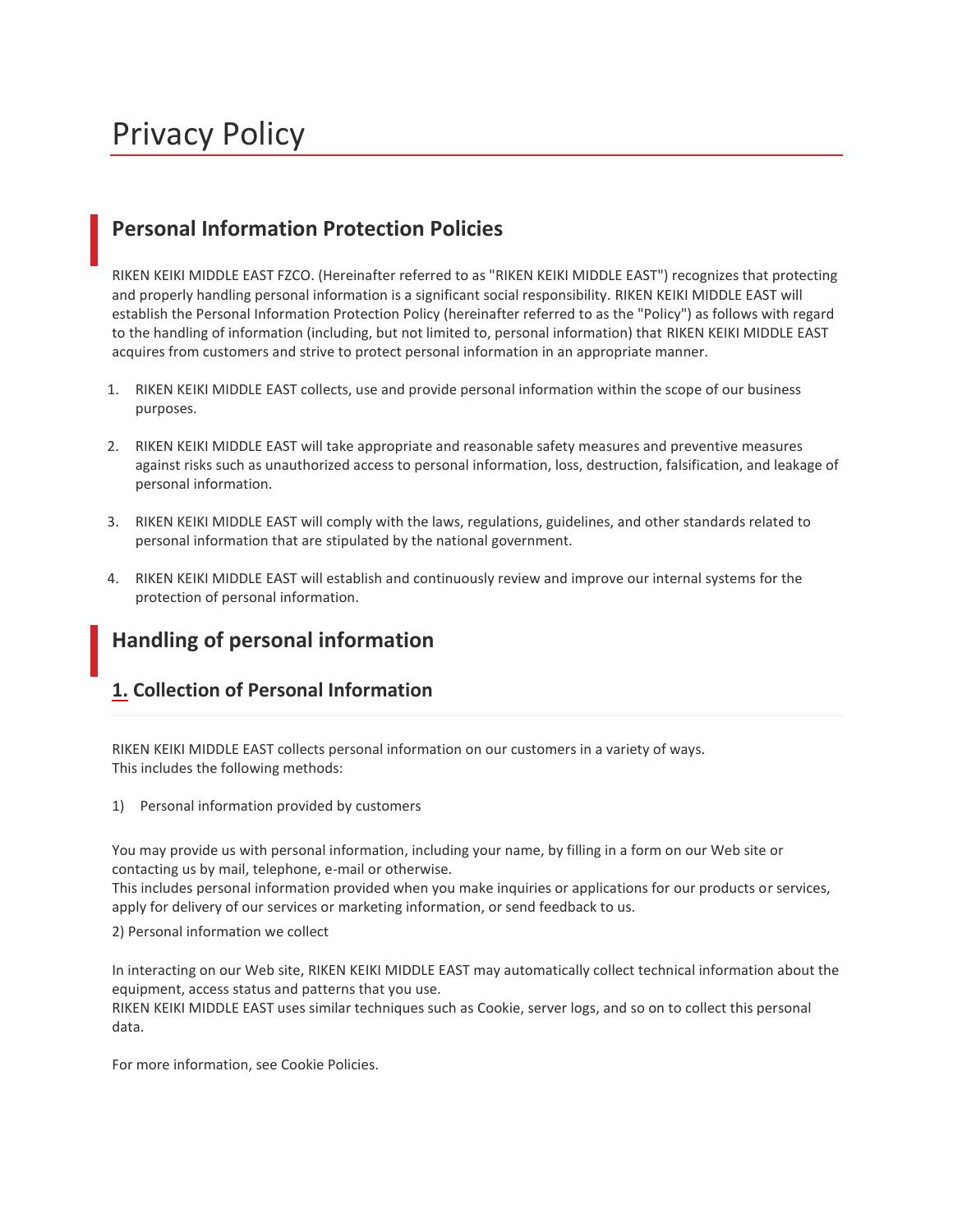# Privacy Policy

## Personal Information Protection Policies

RIKEN KEIKI MIDDLE EAST FZCO. (Hereinafter referred to as "RIKEN KEIKI MIDDLE EAST") recognizes that protecting and properly handling personal information is a significant social responsibility. RIKEN KEIKI MIDDLE EAST will establish the Personal Information Protection Policy (hereinafter referred to as the "Policy") as follows with regard to the handling of information (including, but not limited to, personal information) that RIKEN KEIKI MIDDLE EAST acquires from customers and strive to protect personal information in an appropriate manner.

1. RIKEN KEIKI MIDDLE EAST collects, use and provide personal information within the scope of our business purposes.

2. RIKEN KEIKI MIDDLE EAST will take appropriate and reasonable safety measures and preventive measures against risks such as unauthorized access to personal information, loss, destruction, falsification, and leakage of personal information.

3. RIKEN KEIKI MIDDLE EAST will comply with the laws, regulations, guidelines, and other standards related to personal information that are stipulated by the national government.

4. RIKEN KEIKI MIDDLE EAST will establish and continuously review and improve our internal systems for the protection of personal information.

## Handling of personal information

### 1. Collection of Personal Information

RIKEN KEIKI MIDDLE EAST collects personal information on our customers in a variety of ways.
This includes the following methods:

1) Personal information provided by customers

You may provide us with personal information, including your name, by filling in a form on our Web site or contacting us by mail, telephone, e-mail or otherwise.
This includes personal information provided when you make inquiries or applications for our products or services, apply for delivery of our services or marketing information, or send feedback to us.

2) Personal information we collect

In interacting on our Web site, RIKEN KEIKI MIDDLE EAST may automatically collect technical information about the equipment, access status and patterns that you use.
RIKEN KEIKI MIDDLE EAST uses similar techniques such as Cookie, server logs, and so on to collect this personal data.

For more information, see Cookie Policies.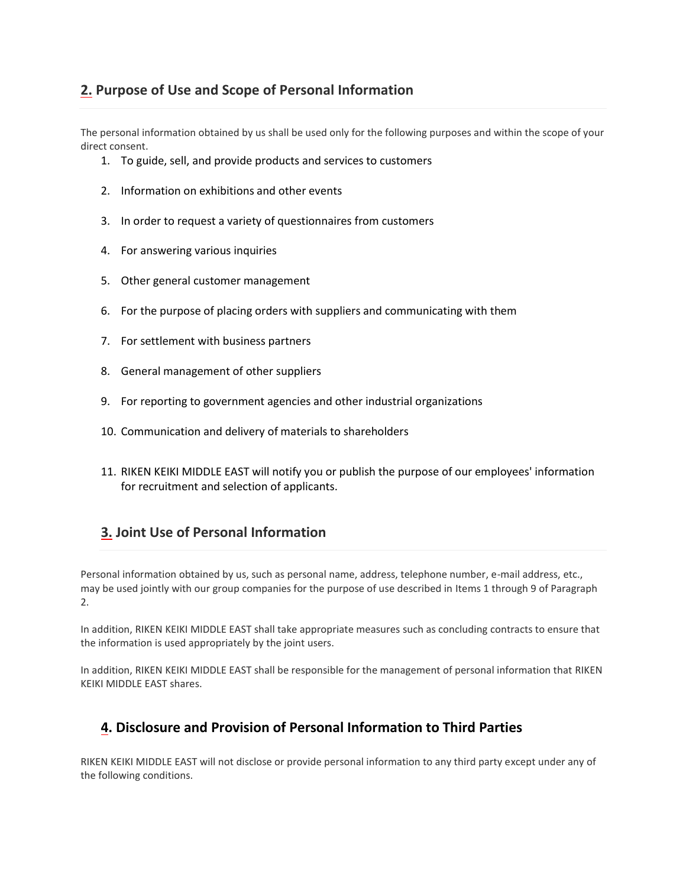## 2. Purpose of Use and Scope of Personal Information

The personal information obtained by us shall be used only for the following purposes and within the scope of your direct consent.

1. To guide, sell, and provide products and services to customers
2. Information on exhibitions and other events
3. In order to request a variety of questionnaires from customers
4. For answering various inquiries
5. Other general customer management
6. For the purpose of placing orders with suppliers and communicating with them
7. For settlement with business partners
8. General management of other suppliers
9. For reporting to government agencies and other industrial organizations
10. Communication and delivery of materials to shareholders
11. RIKEN KEIKI MIDDLE EAST will notify you or publish the purpose of our employees' information for recruitment and selection of applicants.

## 3. Joint Use of Personal Information

Personal information obtained by us, such as personal name, address, telephone number, e-mail address, etc., may be used jointly with our group companies for the purpose of use described in Items 1 through 9 of Paragraph 2.

In addition, RIKEN KEIKI MIDDLE EAST shall take appropriate measures such as concluding contracts to ensure that the information is used appropriately by the joint users.

In addition, RIKEN KEIKI MIDDLE EAST shall be responsible for the management of personal information that RIKEN KEIKI MIDDLE EAST shares.

## 4. Disclosure and Provision of Personal Information to Third Parties

RIKEN KEIKI MIDDLE EAST will not disclose or provide personal information to any third party except under any of the following conditions.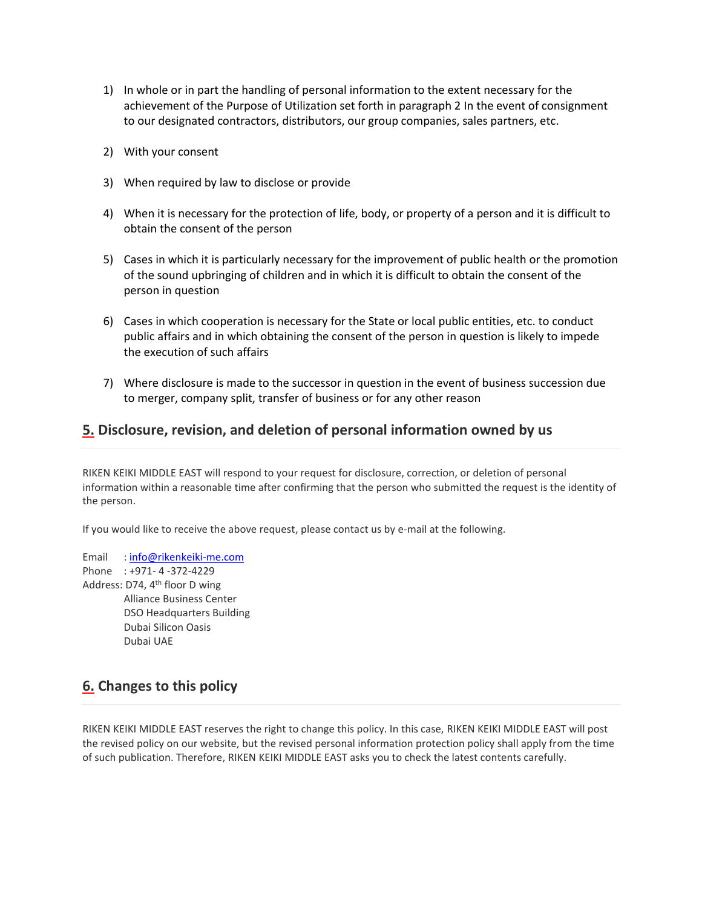1) In whole or in part the handling of personal information to the extent necessary for the achievement of the Purpose of Utilization set forth in paragraph 2 In the event of consignment to our designated contractors, distributors, our group companies, sales partners, etc.

2) With your consent

3) When required by law to disclose or provide

4) When it is necessary for the protection of life, body, or property of a person and it is difficult to obtain the consent of the person

5) Cases in which it is particularly necessary for the improvement of public health or the promotion of the sound upbringing of children and in which it is difficult to obtain the consent of the person in question

6) Cases in which cooperation is necessary for the State or local public entities, etc. to conduct public affairs and in which obtaining the consent of the person in question is likely to impede the execution of such affairs

7) Where disclosure is made to the successor in question in the event of business succession due to merger, company split, transfer of business or for any other reason

## 5. Disclosure, revision, and deletion of personal information owned by us

RIKEN KEIKI MIDDLE EAST will respond to your request for disclosure, correction, or deletion of personal information within a reasonable time after confirming that the person who submitted the request is the identity of the person.

If you would like to receive the above request, please contact us by e-mail at the following.

Email : info@rikenkeiki-me.com
Phone : +971- 4 -372-4229
Address: D74, 4th floor D wing
Alliance Business Center
DSO Headquarters Building
Dubai Silicon Oasis
Dubai UAE

## 6. Changes to this policy

RIKEN KEIKI MIDDLE EAST reserves the right to change this policy. In this case, RIKEN KEIKI MIDDLE EAST will post the revised policy on our website, but the revised personal information protection policy shall apply from the time of such publication. Therefore, RIKEN KEIKI MIDDLE EAST asks you to check the latest contents carefully.